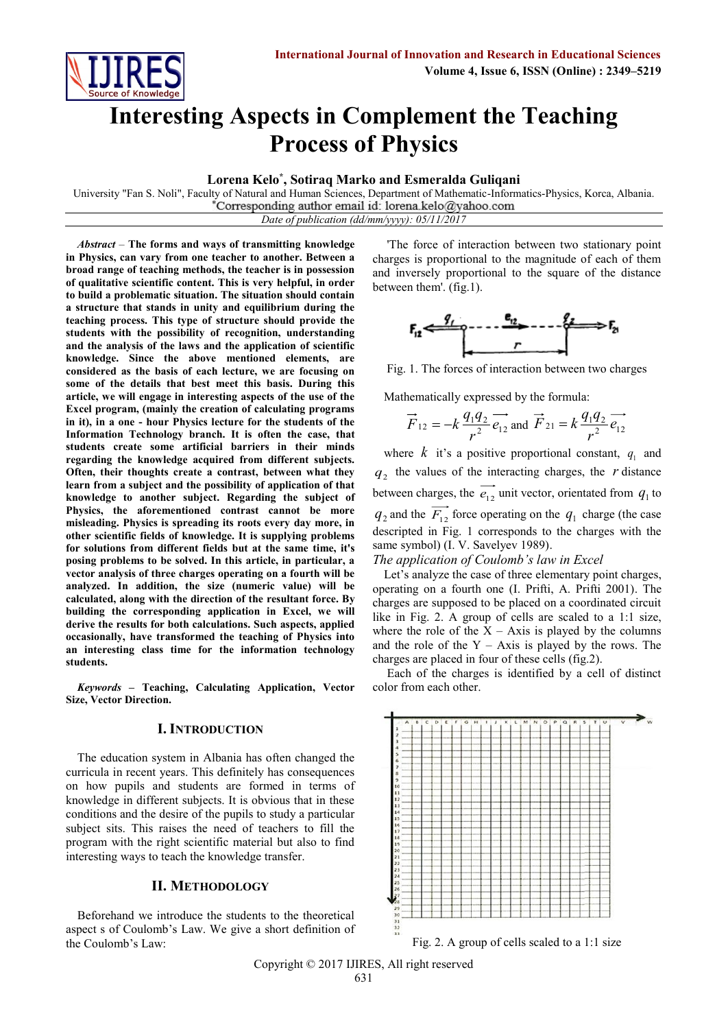# Interesting Aspects in Complement the Teaching Process of Physics

**Lorena Kelo[*], Sotiraq Marko and Esmeralda Guliqani**

University "Fan S. Noli", Faculty of Natural and Human Sciences, Department of Mathematic-Informatics-Physics, Korca, Albania.
[*]Corresponding author email id: lorena.kelo@yahoo.com

*Date of publication (dd/mm/yyyy): 05/11/2017*

***Abstract*** – **The forms and ways of transmitting knowledge in Physics, can vary from one teacher to another. Between a broad range of teaching methods, the teacher is in possession of qualitative scientific content. This is very helpful, in order to build a problematic situation. The situation should contain a structure that stands in unity and equilibrium during the teaching process. This type of structure should provide the students with the possibility of recognition, understanding and the analysis of the laws and the application of scientific knowledge. Since the above mentioned elements, are considered as the basis of each lecture, we are focusing on some of the details that best meet this basis. During this article, we will engage in interesting aspects of the use of the Excel program, (mainly the creation of calculating programs in it), in a one - hour Physics lecture for the students of the Information Technology branch. It is often the case, that students create some artificial barriers in their minds regarding the knowledge acquired from different subjects. Often, their thoughts create a contrast, between what they learn from a subject and the possibility of application of that knowledge to another subject. Regarding the subject of Physics, the aforementioned contrast cannot be more misleading. Physics is spreading its roots every day more, in other scientific fields of knowledge. It is supplying problems for solutions from different fields but at the same time, it's posing problems to be solved. In this article, in particular, a vector analysis of three charges operating on a fourth will be analyzed. In addition, the size (numeric value) will be calculated, along with the direction of the resultant force. By building the corresponding application in Excel, we will derive the results for both calculations. Such aspects, applied occasionally, have transformed the teaching of Physics into an interesting class time for the information technology students.**

***Keywords*** – **Teaching, Calculating Application, Vector Size, Vector Direction.**

## I. Introduction

The education system in Albania has often changed the curricula in recent years. This definitely has consequences on how pupils and students are formed in terms of knowledge in different subjects. It is obvious that in these conditions and the desire of the pupils to study a particular subject sits. This raises the need of teachers to fill the program with the right scientific material but also to find interesting ways to teach the knowledge transfer.

## II. Methodology

Beforehand we introduce the students to the theoretical aspect s of Coulomb's Law. We give a short definition of the Coulomb's Law:

'The force of interaction between two stationary point charges is proportional to the magnitude of each of them and inversely proportional to the square of the distance between them'. (fig.1).

Fig. 1. The forces of interaction between two charges

Mathematically expressed by the formula:

$$\vec{F}_{12} = -k\frac{q_1 q_2}{r^2}\vec{e}_{12} \text{ and } \vec{F}_{21} = k\frac{q_1 q_2}{r^2}\vec{e}_{12}$$

where $k$ it's a positive proportional constant, $q_1$ and $q_2$ the values of the interacting charges, the $r$ distance between charges, the $\vec{e}_{12}$ unit vector, orientated from $q_1$ to $q_2$ and the $\vec{F}_{12}$ force operating on the $q_1$ charge (the case descripted in Fig. 1 corresponds to the charges with the same symbol) (I. V. Savelyev 1989).

*The application of Coulomb's law in Excel*

Let's analyze the case of three elementary point charges, operating on a fourth one (I. Prifti, A. Prifti 2001). The charges are supposed to be placed on a coordinated circuit like in Fig. 2. A group of cells are scaled to a 1:1 size, where the role of the X – Axis is played by the columns and the role of the Y – Axis is played by the rows. The charges are placed in four of these cells (fig.2).

Each of the charges is identified by a cell of distinct color from each other.

Fig. 2. A group of cells scaled to a 1:1 size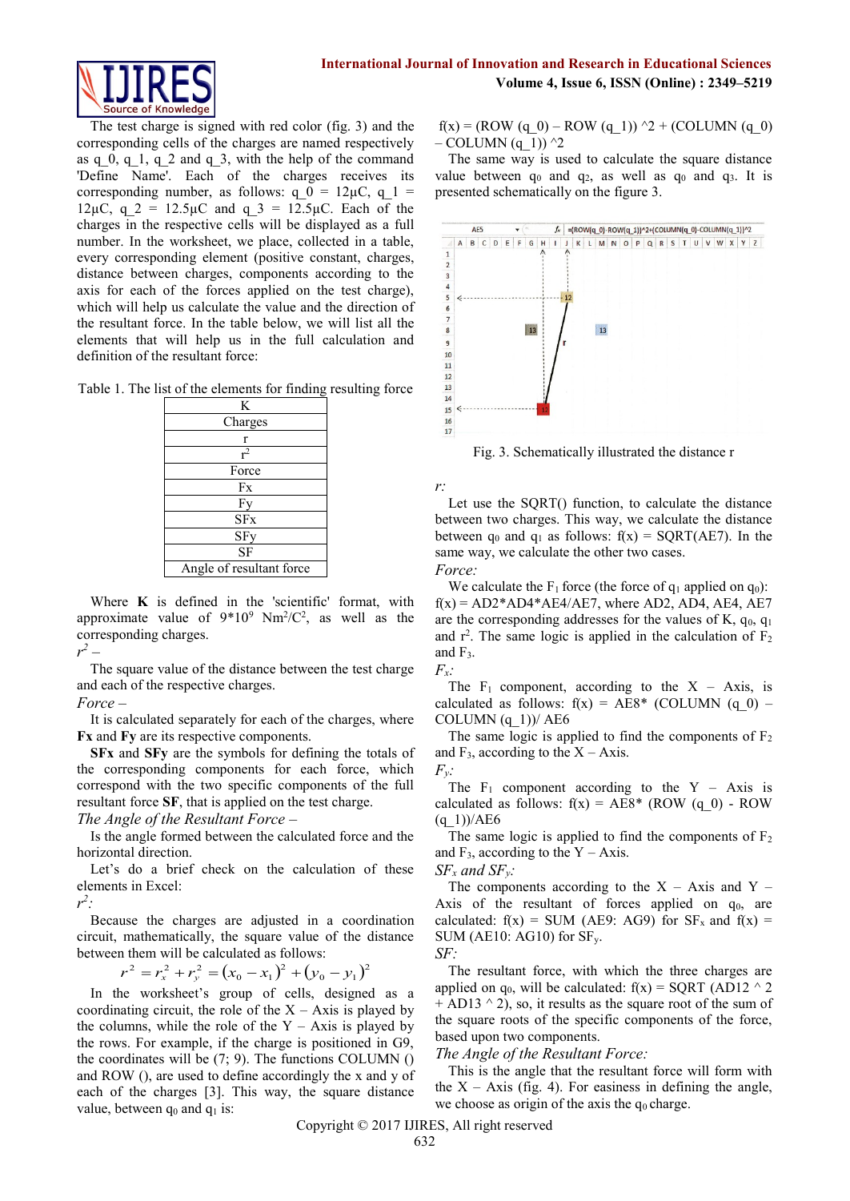The test charge is signed with red color (fig. 3) and the corresponding cells of the charges are named respectively as q_0, q_1, q_2 and q_3, with the help of the command 'Define Name'. Each of the charges receives its corresponding number, as follows: q_0 = 12μC, q_1 = 12μC, q_2 = 12.5μC and q_3 = 12.5μC. Each of the charges in the respective cells will be displayed as a full number. In the worksheet, we place, collected in a table, every corresponding element (positive constant, charges, distance between charges, components according to the axis for each of the forces applied on the test charge), which will help us calculate the value and the direction of the resultant force. In the table below, we will list all the elements that will help us in the full calculation and definition of the resultant force:

Table 1. The list of the elements for finding resulting force

| K |
|---|
| Charges |
| r |
| $r^2$ |
| Force |
| Fx |
| Fy |
| SFx |
| SFy |
| SF |
| Angle of resultant force |

Where **K** is defined in the 'scientific' format, with approximate value of $9{*}10^9$ $Nm^2/C^2$, as well as the corresponding charges.

*$r^2$ –*

The square value of the distance between the test charge and each of the respective charges.

*Force –*

It is calculated separately for each of the charges, where **Fx** and **Fy** are its respective components.

**SFx** and **SFy** are the symbols for defining the totals of the corresponding components for each force, which correspond with the two specific components of the full resultant force **SF**, that is applied on the test charge.

*The Angle of the Resultant Force –*

Is the angle formed between the calculated force and the horizontal direction.

Let's do a brief check on the calculation of these elements in Excel:

*$r^2$:*

Because the charges are adjusted in a coordination circuit, mathematically, the square value of the distance between them will be calculated as follows:

$$r^2 = r_x^2 + r_y^2 = (x_0 - x_1)^2 + (y_0 - y_1)^2$$

In the worksheet's group of cells, designed as a coordinating circuit, the role of the X – Axis is played by the columns, while the role of the Y – Axis is played by the rows. For example, if the charge is positioned in G9, the coordinates will be (7; 9). The functions COLUMN () and ROW (), are used to define accordingly the x and y of each of the charges [3]. This way, the square distance value, between $q_0$ and $q_1$ is:

f(x) = (ROW (q_0) – ROW (q_1)) ^2 + (COLUMN (q_0) – COLUMN (q_1)) ^2

The same way is used to calculate the square distance value between $q_0$ and $q_2$, as well as $q_0$ and $q_3$. It is presented schematically on the figure 3.

Fig. 3. Schematically illustrated the distance r

*r:*

Let use the SQRT() function, to calculate the distance between two charges. This way, we calculate the distance between $q_0$ and $q_1$ as follows: f(x) = SQRT(AE7). In the same way, we calculate the other two cases.

*Force:*

We calculate the $F_1$ force (the force of $q_1$ applied on $q_0$): f(x) = AD2\*AD4\*AE4/AE7, where AD2, AD4, AE4, AE7 are the corresponding addresses for the values of K, $q_0$, $q_1$ and $r^2$. The same logic is applied in the calculation of $F_2$ and $F_3$.

*$F_x$:*

The $F_1$ component, according to the X – Axis, is calculated as follows: f(x) = AE8\* (COLUMN (q_0) – COLUMN (q_1))/ AE6

The same logic is applied to find the components of $F_2$ and $F_3$, according to the X – Axis.

*$F_y$:*

The $F_1$ component according to the Y – Axis is calculated as follows: f(x) = AE8\* (ROW (q_0) - ROW (q_1))/AE6

The same logic is applied to find the components of $F_2$ and $F_3$, according to the Y – Axis.

*$SF_x$ and $SF_y$:*

The components according to the X – Axis and Y – Axis of the resultant of forces applied on $q_0$, are calculated: f(x) = SUM (AE9: AG9) for $SF_x$ and f(x) = SUM (AE10: AG10) for $SF_y$.

*SF:*

The resultant force, with which the three charges are applied on $q_0$, will be calculated: f(x) = SQRT (AD12 ^ 2 + AD13 ^ 2), so, it results as the square root of the sum of the square roots of the specific components of the force, based upon two components.

*The Angle of the Resultant Force:*

This is the angle that the resultant force will form with the X – Axis (fig. 4). For easiness in defining the angle, we choose as origin of the axis the $q_0$ charge.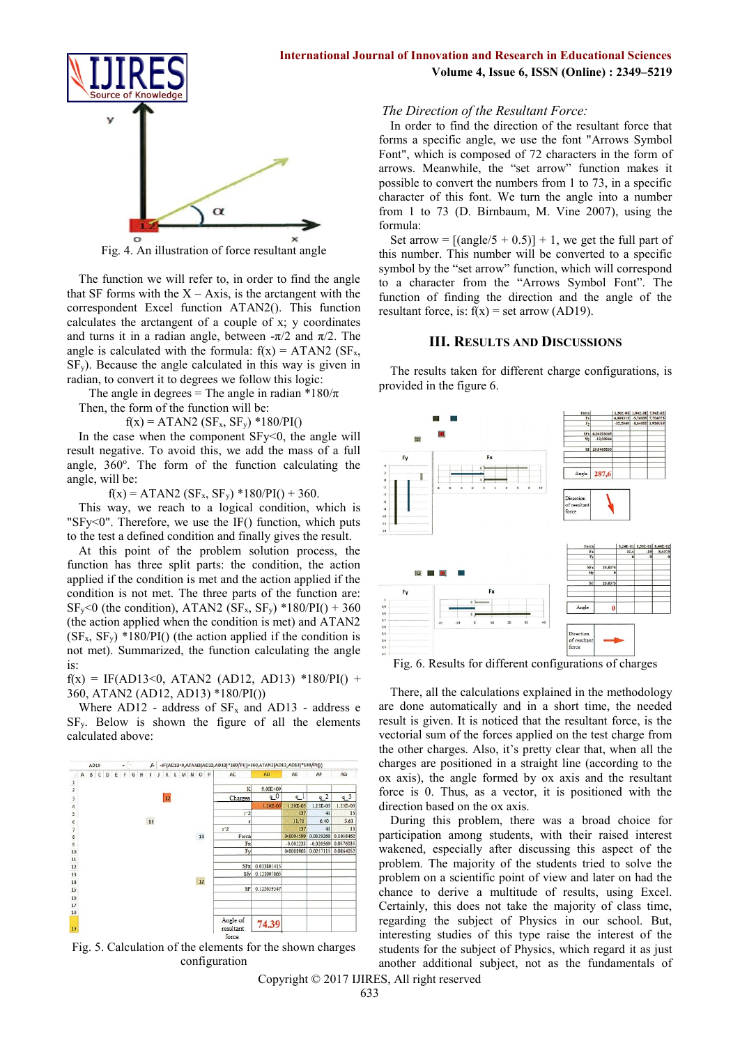Fig. 4. An illustration of force resultant angle

The function we will refer to, in order to find the angle that SF forms with the X – Axis, is the arctangent with the correspondent Excel function ATAN2(). This function calculates the arctangent of a couple of x; y coordinates and turns it in a radian angle, between $-\pi/2$ and $\pi/2$. The angle is calculated with the formula: $f(x) = ATAN2 (SF_x, SF_y)$. Because the angle calculated in this way is given in radian, to convert it to degrees we follow this logic:

The angle in degrees = The angle in radian $*180/\pi$

Then, the form of the function will be:

$$f(x) = ATAN2 (SF_x, SF_y) *180/PI()$$

In the case when the component $SFy<0$, the angle will result negative. To avoid this, we add the mass of a full angle, $360^o$. The form of the function calculating the angle, will be:

$$f(x) = ATAN2 (SF_x, SF_y) *180/PI() + 360.$$

This way, we reach to a logical condition, which is "$SFy<0$". Therefore, we use the IF() function, which puts to the test a defined condition and finally gives the result.

At this point of the problem solution process, the function has three split parts: the condition, the action applied if the condition is met and the action applied if the condition is not met. The three parts of the function are: $SF_y<0$ (the condition), $ATAN2 (SF_x, SF_y) *180/PI() + 360$ (the action applied when the condition is met) and $ATAN2 (SF_x, SF_y) *180/PI()$ (the action applied if the condition is not met). Summarized, the function calculating the angle is:

f(x) = IF(AD13<0, ATAN2 (AD12, AD13) *180/PI() + 360, ATAN2 (AD12, AD13) *180/PI())

Where AD12 - address of $SF_x$ and AD13 - address e $SF_y$. Below is shown the figure of all the elements calculated above:

Fig. 5. Calculation of the elements for the shown charges configuration

*The Direction of the Resultant Force:*

In order to find the direction of the resultant force that forms a specific angle, we use the font "Arrows Symbol Font", which is composed of 72 characters in the form of arrows. Meanwhile, the "set arrow" function makes it possible to convert the numbers from 1 to 73, in a specific character of this font. We turn the angle into a number from 1 to 73 (D. Birnbaum, M. Vine 2007), using the formula:

Set arrow = [(angle/5 + 0.5)] + 1, we get the full part of this number. This number will be converted to a specific symbol by the "set arrow" function, which will correspond to a character from the "Arrows Symbol Font". The function of finding the direction and the angle of the resultant force, is: f(x) = set arrow (AD19).

## III. Results and Discussions

The results taken for different charge configurations, is provided in the figure 6.

Fig. 6. Results for different configurations of charges

There, all the calculations explained in the methodology are done automatically and in a short time, the needed result is given. It is noticed that the resultant force, is the vectorial sum of the forces applied on the test charge from the other charges. Also, it's pretty clear that, when all the charges are positioned in a straight line (according to the ox axis), the angle formed by ox axis and the resultant force is 0. Thus, as a vector, it is positioned with the direction based on the ox axis.

During this problem, there was a broad choice for participation among students, with their raised interest wakened, especially after discussing this aspect of the problem. The majority of the students tried to solve the problem on a scientific point of view and later on had the chance to derive a multitude of results, using Excel. Certainly, this does not take the majority of class time, regarding the subject of Physics in our school. But, interesting studies of this type raise the interest of the students for the subject of Physics, which regard it as just another additional subject, not as the fundamentals of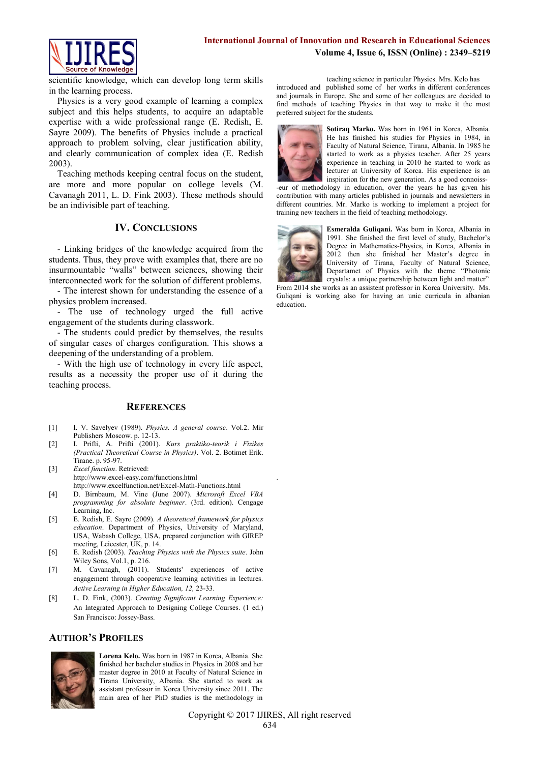scientific knowledge, which can develop long term skills in the learning process.

Physics is a very good example of learning a complex subject and this helps students, to acquire an adaptable expertise with a wide professional range (E. Redish, E. Sayre 2009). The benefits of Physics include a practical approach to problem solving, clear justification ability, and clearly communication of complex idea (E. Redish 2003).

Teaching methods keeping central focus on the student, are more and more popular on college levels (M. Cavanagh 2011, L. D. Fink 2003). These methods should be an indivisible part of teaching.

## IV. Conclusions

- Linking bridges of the knowledge acquired from the students. Thus, they prove with examples that, there are no insurmountable "walls" between sciences, showing their interconnected work for the solution of different problems.
- The interest shown for understanding the essence of a physics problem increased.
- The use of technology urged the full active engagement of the students during classwork.
- The students could predict by themselves, the results of singular cases of charges configuration. This shows a deepening of the understanding of a problem.
- With the high use of technology in every life aspect, results as a necessity the proper use of it during the teaching process.

## References

[1] I. V. Savelyev (1989). *Physics. A general course*. Vol.2. Mir Publishers Moscow. p. 12-13.

[2] I. Prifti, A. Prifti (2001). *Kurs praktiko-teorik i Fizikes (Practical Theoretical Course in Physics)*. Vol. 2. Botimet Erik. Tirane. p. 95-97.

[3] *Excel function*. Retrieved:
http://www.excel-easy.com/functions.html
http://www.excelfunction.net/Excel-Math-Functions.html

[4] D. Birnbaum, M. Vine (June 2007). *Microsoft Excel VBA programming for absolute beginner*. (3rd. edition). Cengage Learning, Inc.

[5] E. Redish, E. Sayre (2009). *A theoretical framework for physics education*. Department of Physics, University of Maryland, USA, Wabash College, USA, prepared conjunction with GIREP meeting, Leicester, UK, p. 14.

[6] E. Redish (2003). *Teaching Physics with the Physics suite*. John Wiley Sons, Vol.1, p. 216.

[7] M. Cavanagh, (2011). Students' experiences of active engagement through cooperative learning activities in lectures. *Active Learning in Higher Education, 12,* 23-33.

[8] L. D. Fink, (2003). *Creating Significant Learning Experience:* An Integrated Approach to Designing College Courses. (1 ed.) San Francisco: Jossey-Bass.

## Author's Profiles

**Lorena Kelo.** Was born in 1987 in Korca, Albania. She finished her bachelor studies in Physics in 2008 and her master degree in 2010 at Faculty of Natural Science in Tirana University, Albania. She started to work as assistant professor in Korca University since 2011. The main area of her PhD studies is the methodology in teaching science in particular Physics. Mrs. Kelo has introduced and published some of her works in different conferences and journals in Europe. She and some of her colleagues are decided to find methods of teaching Physics in that way to make it the most preferred subject for the students.

**Sotiraq Marko.** Was born in 1961 in Korca, Albania. He has finished his studies for Physics in 1984, in Faculty of Natural Science, Tirana, Albania. In 1985 he started to work as a physics teacher. After 25 years experience in teaching in 2010 he started to work as lecturer at University of Korca. His experience is an inspiration for the new generation. As a good connoisseur of methodology in education, over the years he has given his contribution with many articles published in journals and newsletters in different countries. Mr. Marko is working to implement a project for training new teachers in the field of teaching methodology.

**Esmeralda Guliqani.** Was born in Korca, Albania in 1991. She finished the first level of study, Bachelor's Degree in Mathematics-Physics, in Korca, Albania in 2012 then she finished her Master's degree in University of Tirana, Faculty of Natural Science, Departamet of Physics with the theme "Photonic crystals: a unique partnership between light and matter" From 2014 she works as an assistent professor in Korca University. Ms. Guliqani is working also for having an unic curricula in albanian education.